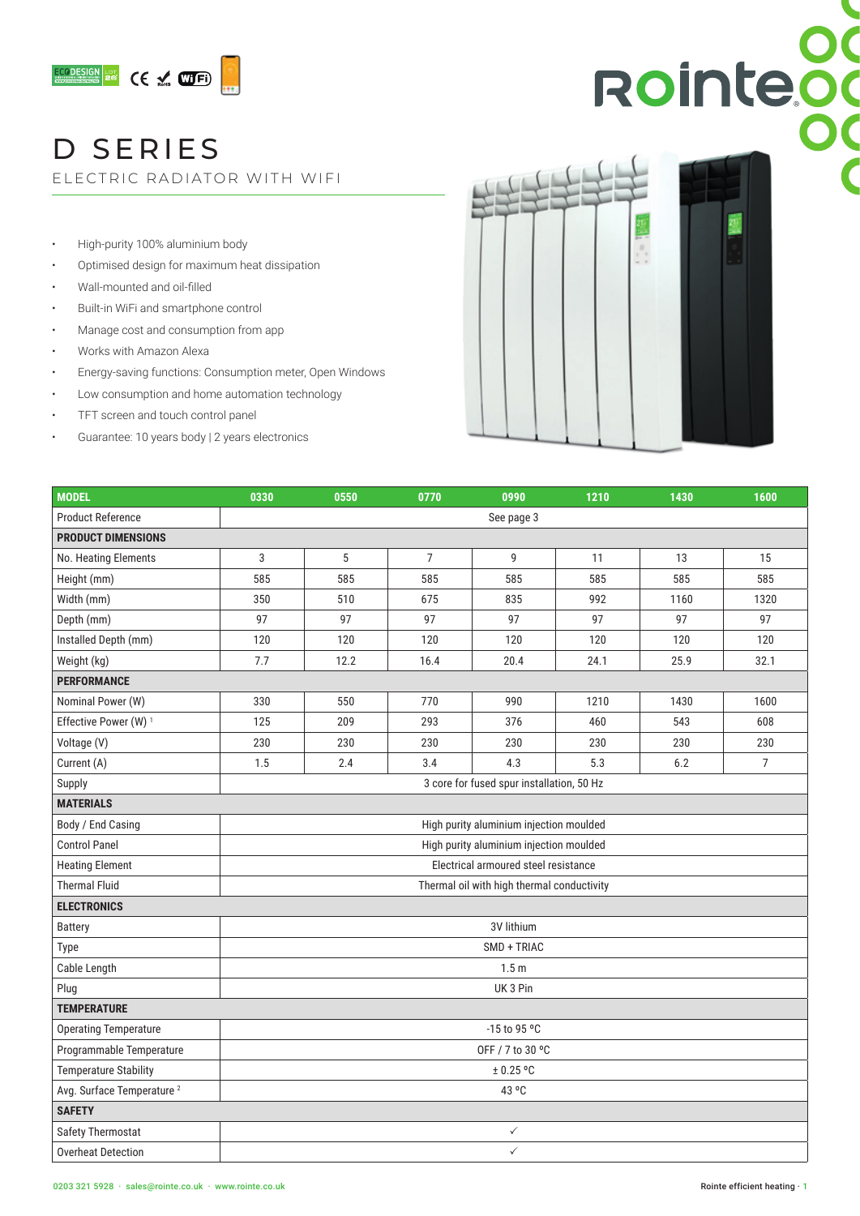# D SERIES

## ELECTRIC RADIATOR WITH WIFI

- High-purity 100% aluminium body
- Optimised design for maximum heat dissipation
- Wall-mounted and oil-filled
- Built-in WiFi and smartphone control
- Manage cost and consumption from app
- Works with Amazon Alexa
- Energy-saving functions: Consumption meter, Open Windows
- Low consumption and home automation technology
- TFT screen and touch control panel
- Guarantee: 10 years body | 2 years electronics

| MODEL | 0330 | 0550 | 0770 | 0990 | 1210 | 1430 | 1600 |
|---|---|---|---|---|---|---|---|
| Product Reference | See page 3 | | | | | | |
| **PRODUCT DIMENSIONS** | | | | | | | |
| No. Heating Elements | 3 | 5 | 7 | 9 | 11 | 13 | 15 |
| Height (mm) | 585 | 585 | 585 | 585 | 585 | 585 | 585 |
| Width (mm) | 350 | 510 | 675 | 835 | 992 | 1160 | 1320 |
| Depth (mm) | 97 | 97 | 97 | 97 | 97 | 97 | 97 |
| Installed Depth (mm) | 120 | 120 | 120 | 120 | 120 | 120 | 120 |
| Weight (kg) | 7.7 | 12.2 | 16.4 | 20.4 | 24.1 | 25.9 | 32.1 |
| **PERFORMANCE** | | | | | | | |
| Nominal Power (W) | 330 | 550 | 770 | 990 | 1210 | 1430 | 1600 |
| Effective Power (W) [1] | 125 | 209 | 293 | 376 | 460 | 543 | 608 |
| Voltage (V) | 230 | 230 | 230 | 230 | 230 | 230 | 230 |
| Current (A) | 1.5 | 2.4 | 3.4 | 4.3 | 5.3 | 6.2 | 7 |
| Supply | 3 core for fused spur installation, 50 Hz | | | | | | |
| **MATERIALS** | | | | | | | |
| Body / End Casing | High purity aluminium injection moulded | | | | | | |
| Control Panel | High purity aluminium injection moulded | | | | | | |
| Heating Element | Electrical armoured steel resistance | | | | | | |
| Thermal Fluid | Thermal oil with high thermal conductivity | | | | | | |
| **ELECTRONICS** | | | | | | | |
| Battery | 3V lithium | | | | | | |
| Type | SMD + TRIAC | | | | | | |
| Cable Length | 1.5 m | | | | | | |
| Plug | UK 3 Pin | | | | | | |
| **TEMPERATURE** | | | | | | | |
| Operating Temperature | -15 to 95 ºC | | | | | | |
| Programmable Temperature | OFF / 7 to 30 ºC | | | | | | |
| Temperature Stability | ± 0.25 ºC | | | | | | |
| Avg. Surface Temperature [2] | 43 ºC | | | | | | |
| **SAFETY** | | | | | | | |
| Safety Thermostat | ✓ | | | | | | |
| Overheat Detection | ✓ | | | | | | |

0203 321 5928 · sales@rointe.co.uk · www.rointe.co.uk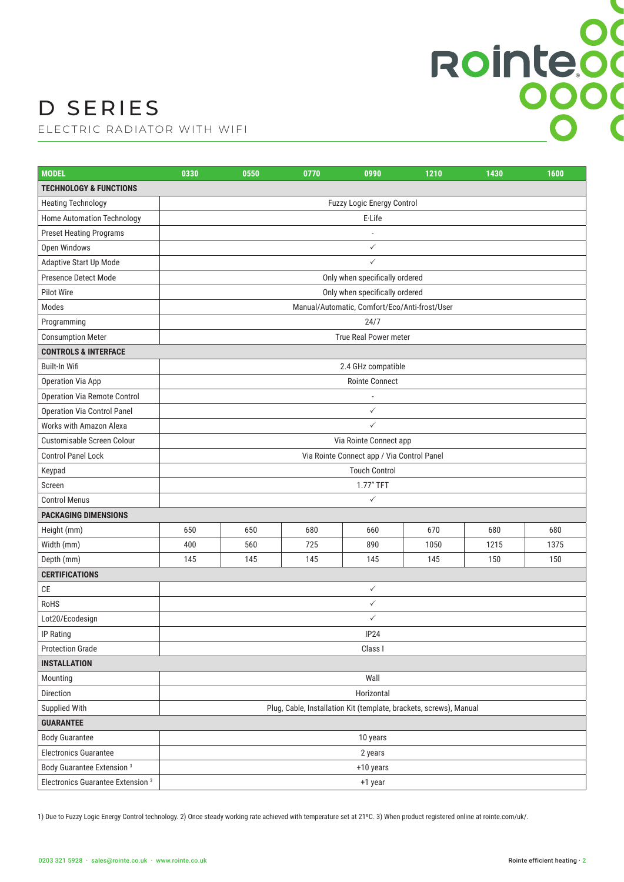# D SERIES

ELECTRIC RADIATOR WITH WIFI

| MODEL | 0330 | 0550 | 0770 | 0990 | 1210 | 1430 | 1600 |
|---|---|---|---|---|---|---|---|
| **TECHNOLOGY & FUNCTIONS** | | | | | | | |
| Heating Technology | Fuzzy Logic Energy Control | | | | | | |
| Home Automation Technology | E·Life | | | | | | |
| Preset Heating Programs | - | | | | | | |
| Open Windows | ✓ | | | | | | |
| Adaptive Start Up Mode | ✓ | | | | | | |
| Presence Detect Mode | Only when specifically ordered | | | | | | |
| Pilot Wire | Only when specifically ordered | | | | | | |
| Modes | Manual/Automatic, Comfort/Eco/Anti-frost/User | | | | | | |
| Programming | 24/7 | | | | | | |
| Consumption Meter | True Real Power meter | | | | | | |
| **CONTROLS & INTERFACE** | | | | | | | |
| Built-In Wifi | 2.4 GHz compatible | | | | | | |
| Operation Via App | Rointe Connect | | | | | | |
| Operation Via Remote Control | - | | | | | | |
| Operation Via Control Panel | ✓ | | | | | | |
| Works with Amazon Alexa | ✓ | | | | | | |
| Customisable Screen Colour | Via Rointe Connect app | | | | | | |
| Control Panel Lock | Via Rointe Connect app / Via Control Panel | | | | | | |
| Keypad | Touch Control | | | | | | |
| Screen | 1.77" TFT | | | | | | |
| Control Menus | ✓ | | | | | | |
| **PACKAGING DIMENSIONS** | | | | | | | |
| Height (mm) | 650 | 650 | 680 | 660 | 670 | 680 | 680 |
| Width (mm) | 400 | 560 | 725 | 890 | 1050 | 1215 | 1375 |
| Depth (mm) | 145 | 145 | 145 | 145 | 145 | 150 | 150 |
| **CERTIFICATIONS** | | | | | | | |
| CE | ✓ | | | | | | |
| RoHS | ✓ | | | | | | |
| Lot20/Ecodesign | ✓ | | | | | | |
| IP Rating | IP24 | | | | | | |
| Protection Grade | Class I | | | | | | |
| **INSTALLATION** | | | | | | | |
| Mounting | Wall | | | | | | |
| Direction | Horizontal | | | | | | |
| Supplied With | Plug, Cable, Installation Kit (template, brackets, screws), Manual | | | | | | |
| **GUARANTEE** | | | | | | | |
| Body Guarantee | 10 years | | | | | | |
| Electronics Guarantee | 2 years | | | | | | |
| Body Guarantee Extension [3] | +10 years | | | | | | |
| Electronics Guarantee Extension [3] | +1 year | | | | | | |

1) Due to Fuzzy Logic Energy Control technology. 2) Once steady working rate achieved with temperature set at 21ºC. 3) When product registered online at rointe.com/uk/.

0203 321 5928 · sales@rointe.co.uk · www.rointe.co.uk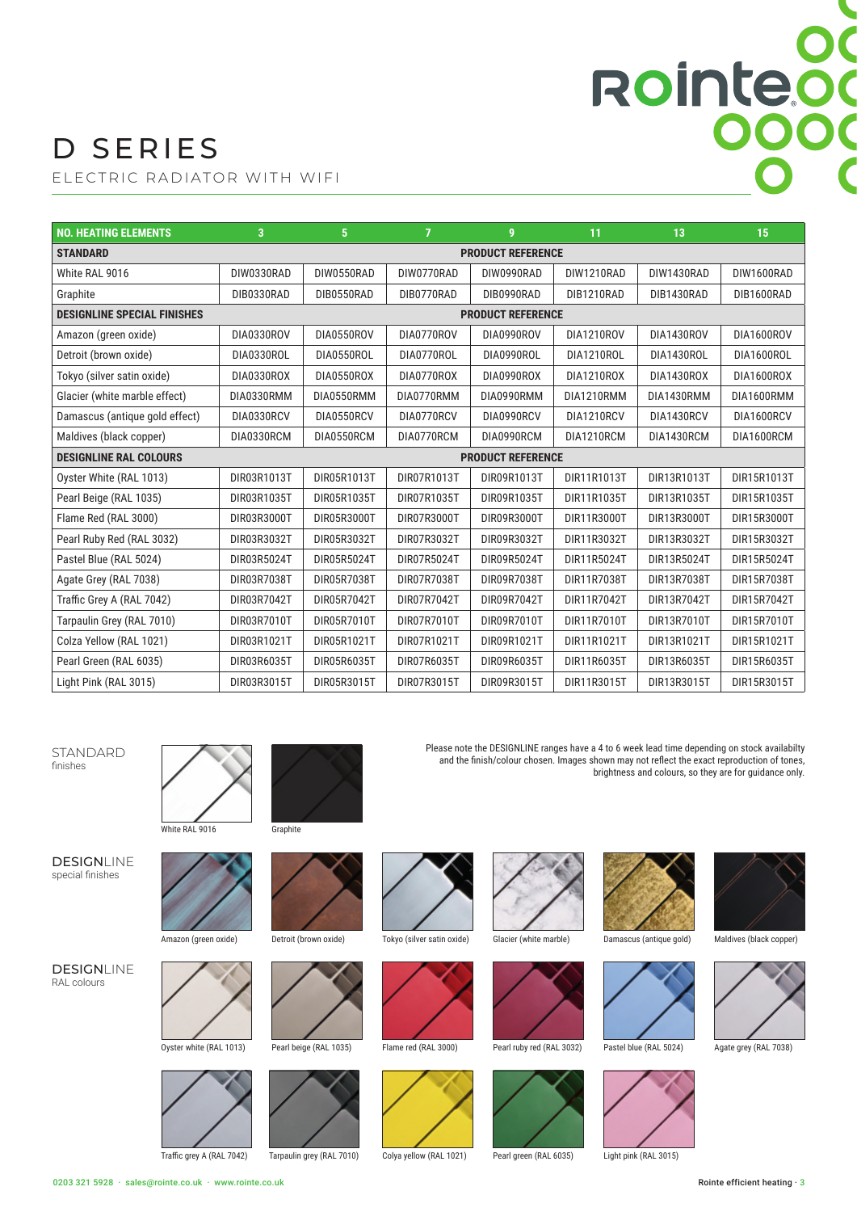# D SERIES

ELECTRIC RADIATOR WITH WIFI

| NO. HEATING ELEMENTS | 3 | 5 | 7 | 9 | 11 | 13 | 15 |
|---|---|---|---|---|---|---|---|
| **STANDARD** | | | | **PRODUCT REFERENCE** | | | |
| White RAL 9016 | DIW0330RAD | DIW0550RAD | DIW0770RAD | DIW0990RAD | DIW1210RAD | DIW1430RAD | DIW1600RAD |
| Graphite | DIB0330RAD | DIB0550RAD | DIB0770RAD | DIB0990RAD | DIB1210RAD | DIB1430RAD | DIB1600RAD |
| **DESIGNLINE SPECIAL FINISHES** | | | | **PRODUCT REFERENCE** | | | |
| Amazon (green oxide) | DIA0330ROV | DIA0550ROV | DIA0770ROV | DIA0990ROV | DIA1210ROV | DIA1430ROV | DIA1600ROV |
| Detroit (brown oxide) | DIA0330ROL | DIA0550ROL | DIA0770ROL | DIA0990ROL | DIA1210ROL | DIA1430ROL | DIA1600ROL |
| Tokyo (silver satin oxide) | DIA0330ROX | DIA0550ROX | DIA0770ROX | DIA0990ROX | DIA1210ROX | DIA1430ROX | DIA1600ROX |
| Glacier (white marble effect) | DIA0330RMM | DIA0550RMM | DIA0770RMM | DIA0990RMM | DIA1210RMM | DIA1430RMM | DIA1600RMM |
| Damascus (antique gold effect) | DIA0330RCV | DIA0550RCV | DIA0770RCV | DIA0990RCV | DIA1210RCV | DIA1430RCV | DIA1600RCV |
| Maldives (black copper) | DIA0330RCM | DIA0550RCM | DIA0770RCM | DIA0990RCM | DIA1210RCM | DIA1430RCM | DIA1600RCM |
| **DESIGNLINE RAL COLOURS** | | | | **PRODUCT REFERENCE** | | | |
| Oyster White (RAL 1013) | DIR03R1013T | DIR05R1013T | DIR07R1013T | DIR09R1013T | DIR11R1013T | DIR13R1013T | DIR15R1013T |
| Pearl Beige (RAL 1035) | DIR03R1035T | DIR05R1035T | DIR07R1035T | DIR09R1035T | DIR11R1035T | DIR13R1035T | DIR15R1035T |
| Flame Red (RAL 3000) | DIR03R3000T | DIR05R3000T | DIR07R3000T | DIR09R3000T | DIR11R3000T | DIR13R3000T | DIR15R3000T |
| Pearl Ruby Red (RAL 3032) | DIR03R3032T | DIR05R3032T | DIR07R3032T | DIR09R3032T | DIR11R3032T | DIR13R3032T | DIR15R3032T |
| Pastel Blue (RAL 5024) | DIR03R5024T | DIR05R5024T | DIR07R5024T | DIR09R5024T | DIR11R5024T | DIR13R5024T | DIR15R5024T |
| Agate Grey (RAL 7038) | DIR03R7038T | DIR05R7038T | DIR07R7038T | DIR09R7038T | DIR11R7038T | DIR13R7038T | DIR15R7038T |
| Traffic Grey A (RAL 7042) | DIR03R7042T | DIR05R7042T | DIR07R7042T | DIR09R7042T | DIR11R7042T | DIR13R7042T | DIR15R7042T |
| Tarpaulin Grey (RAL 7010) | DIR03R7010T | DIR05R7010T | DIR07R7010T | DIR09R7010T | DIR11R7010T | DIR13R7010T | DIR15R7010T |
| Colza Yellow (RAL 1021) | DIR03R1021T | DIR05R1021T | DIR07R1021T | DIR09R1021T | DIR11R1021T | DIR13R1021T | DIR15R1021T |
| Pearl Green (RAL 6035) | DIR03R6035T | DIR05R6035T | DIR07R6035T | DIR09R6035T | DIR11R6035T | DIR13R6035T | DIR15R6035T |
| Light Pink (RAL 3015) | DIR03R3015T | DIR05R3015T | DIR07R3015T | DIR09R3015T | DIR11R3015T | DIR13R3015T | DIR15R3015T |

Please note the DESIGNLINE ranges have a 4 to 6 week lead time depending on stock availabilty and the finish/colour chosen. Images shown may not reflect the exact reproduction of tones, brightness and colours, so they are for guidance only.

**STANDARD** finishes

White RAL 9016 · Graphite

**DESIGNLINE** special finishes

Amazon (green oxide) · Detroit (brown oxide) · Tokyo (silver satin oxide) · Glacier (white marble) · Damascus (antique gold) · Maldives (black copper)

**DESIGNLINE** RAL colours

Oyster white (RAL 1013) · Pearl beige (RAL 1035) · Flame red (RAL 3000) · Pearl ruby red (RAL 3032) · Pastel blue (RAL 5024) · Agate grey (RAL 7038)

Traffic grey A (RAL 7042) · Tarpaulin grey (RAL 7010) · Colya yellow (RAL 1021) · Pearl green (RAL 6035) · Light pink (RAL 3015)

0203 321 5928 · sales@rointe.co.uk · www.rointe.co.uk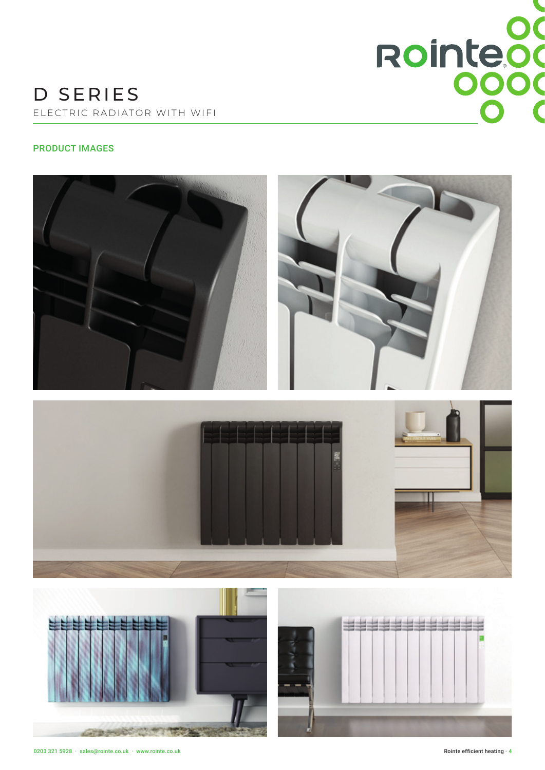# D SERIES

ELECTRIC RADIATOR WITH WIFI

## PRODUCT IMAGES